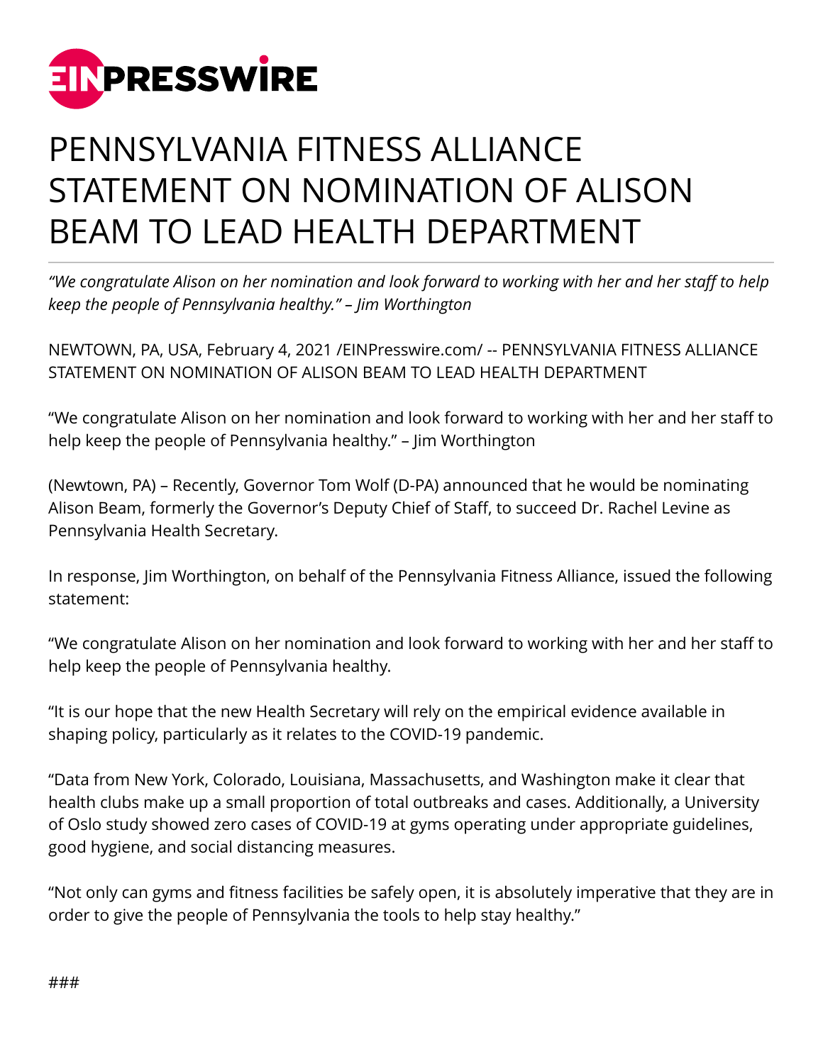# PENNSYLVANIA FITNESS ALLIANCE STATEMENT ON NOMINATION OF ALISON BEAM TO LEAD HEALTH DEPARTMENT

*"We congratulate Alison on her nomination and look forward to working with her and her staff to help keep the people of Pennsylvania healthy." – Jim Worthington*

NEWTOWN, PA, USA, February 4, 2021 /EINPresswire.com/ -- PENNSYLVANIA FITNESS ALLIANCE STATEMENT ON NOMINATION OF ALISON BEAM TO LEAD HEALTH DEPARTMENT

"We congratulate Alison on her nomination and look forward to working with her and her staff to help keep the people of Pennsylvania healthy." – Jim Worthington

(Newtown, PA) – Recently, Governor Tom Wolf (D-PA) announced that he would be nominating Alison Beam, formerly the Governor's Deputy Chief of Staff, to succeed Dr. Rachel Levine as Pennsylvania Health Secretary.

In response, Jim Worthington, on behalf of the Pennsylvania Fitness Alliance, issued the following statement:

"We congratulate Alison on her nomination and look forward to working with her and her staff to help keep the people of Pennsylvania healthy.

"It is our hope that the new Health Secretary will rely on the empirical evidence available in shaping policy, particularly as it relates to the COVID-19 pandemic.

"Data from New York, Colorado, Louisiana, Massachusetts, and Washington make it clear that health clubs make up a small proportion of total outbreaks and cases. Additionally, a University of Oslo study showed zero cases of COVID-19 at gyms operating under appropriate guidelines, good hygiene, and social distancing measures.

"Not only can gyms and fitness facilities be safely open, it is absolutely imperative that they are in order to give the people of Pennsylvania the tools to help stay healthy."

###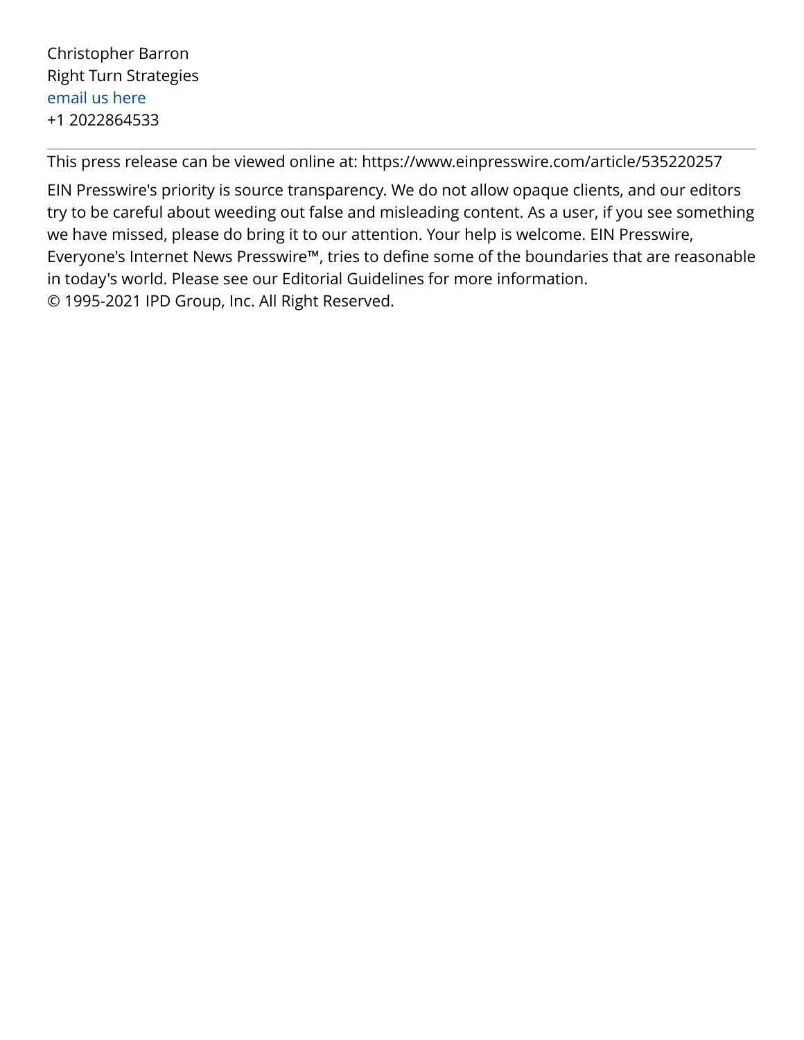Christopher Barron
Right Turn Strategies
email us here
+1 2022864533

---

This press release can be viewed online at: https://www.einpresswire.com/article/535220257

EIN Presswire's priority is source transparency. We do not allow opaque clients, and our editors try to be careful about weeding out false and misleading content. As a user, if you see something we have missed, please do bring it to our attention. Your help is welcome. EIN Presswire, Everyone's Internet News Presswire™, tries to define some of the boundaries that are reasonable in today's world. Please see our Editorial Guidelines for more information.
© 1995-2021 IPD Group, Inc. All Right Reserved.